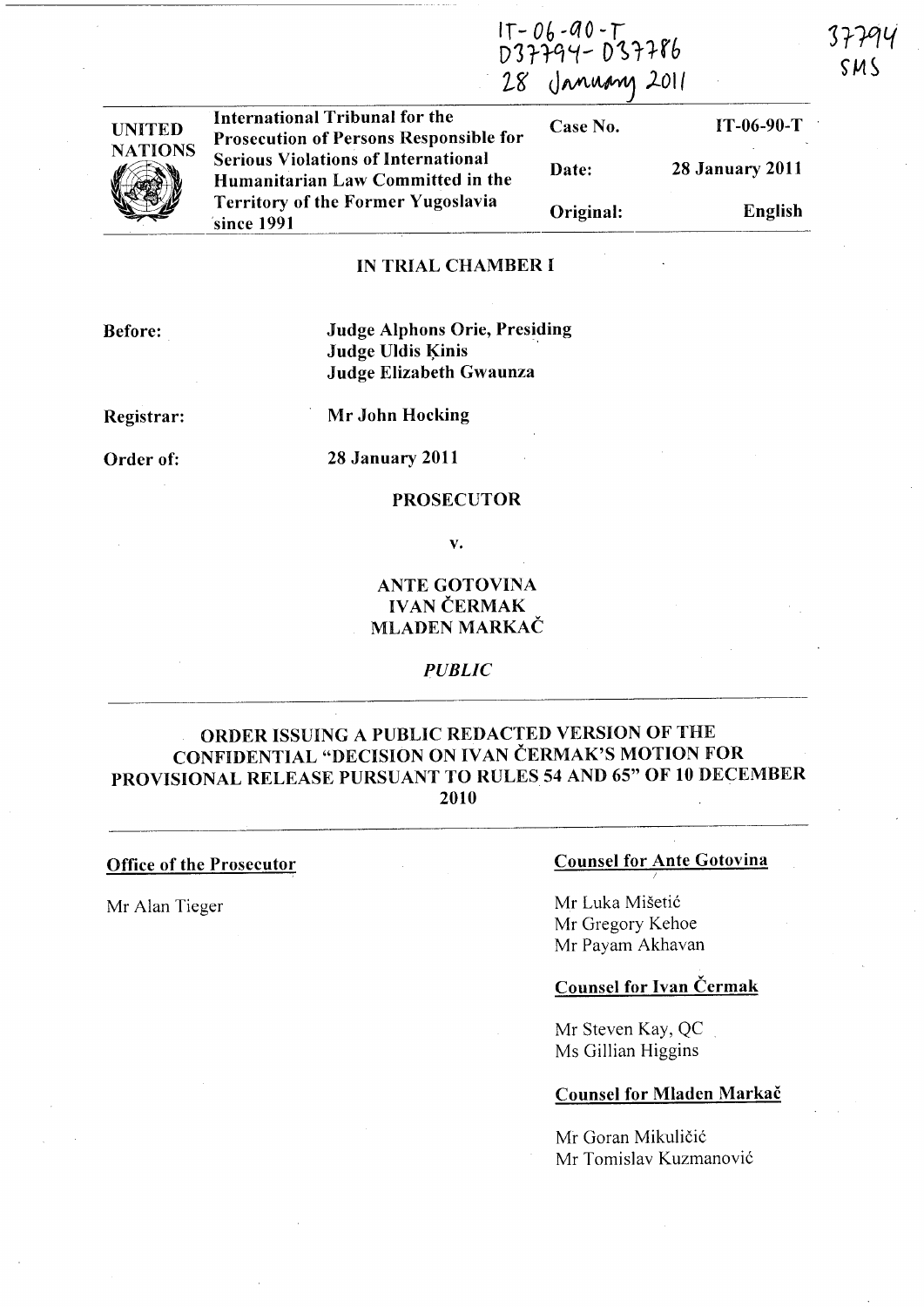IT-06-90-T
D37794-D37786
28 January 2011

37794
SMS

| UNITED NATIONS | International Tribunal for the Prosecution of Persons Responsible for Serious Violations of International Humanitarian Law Committed in the Territory of the Former Yugoslavia since 1991 | Case No. | IT-06-90-T |
|---|---|---|---|
| | | Date: | 28 January 2011 |
| | | Original: | English |

**IN TRIAL CHAMBER I**

**Before:** **Judge Alphons Orie, Presiding**
**Judge Uldis Ķinis**
**Judge Elizabeth Gwaunza**

**Registrar:** **Mr John Hocking**

**Order of:** **28 January 2011**

**PROSECUTOR**

**v.**

**ANTE GOTOVINA**
**IVAN ČERMAK**
**MLADEN MARKAČ**

*PUBLIC*

---

## ORDER ISSUING A PUBLIC REDACTED VERSION OF THE CONFIDENTIAL "DECISION ON IVAN ČERMAK'S MOTION FOR PROVISIONAL RELEASE PURSUANT TO RULES 54 AND 65" OF 10 DECEMBER 2010

---

**Office of the Prosecutor**

Mr Alan Tieger

**Counsel for Ante Gotovina**

Mr Luka Mišetić
Mr Gregory Kehoe
Mr Payam Akhavan

**Counsel for Ivan Čermak**

Mr Steven Kay, QC
Ms Gillian Higgins

**Counsel for Mladen Markač**

Mr Goran Mikuličić
Mr Tomislav Kuzmanović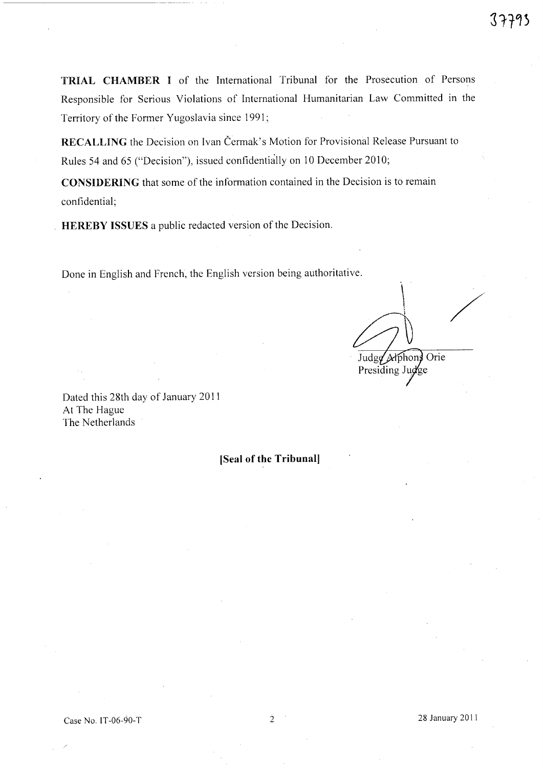**TRIAL CHAMBER I** of the International Tribunal for the Prosecution of Persons Responsible for Serious Violations of International Humanitarian Law Committed in the Territory of the Former Yugoslavia since 1991;

**RECALLING** the Decision on Ivan Čermak's Motion for Provisional Release Pursuant to Rules 54 and 65 ("Decision"), issued confidentially on 10 December 2010;

**CONSIDERING** that some of the information contained in the Decision is to remain confidential;

**HEREBY ISSUES** a public redacted version of the Decision.

Done in English and French, the English version being authoritative.

Judge Alphons Orie
Presiding Judge

Dated this 28th day of January 2011
At The Hague
The Netherlands

**[Seal of the Tribunal]**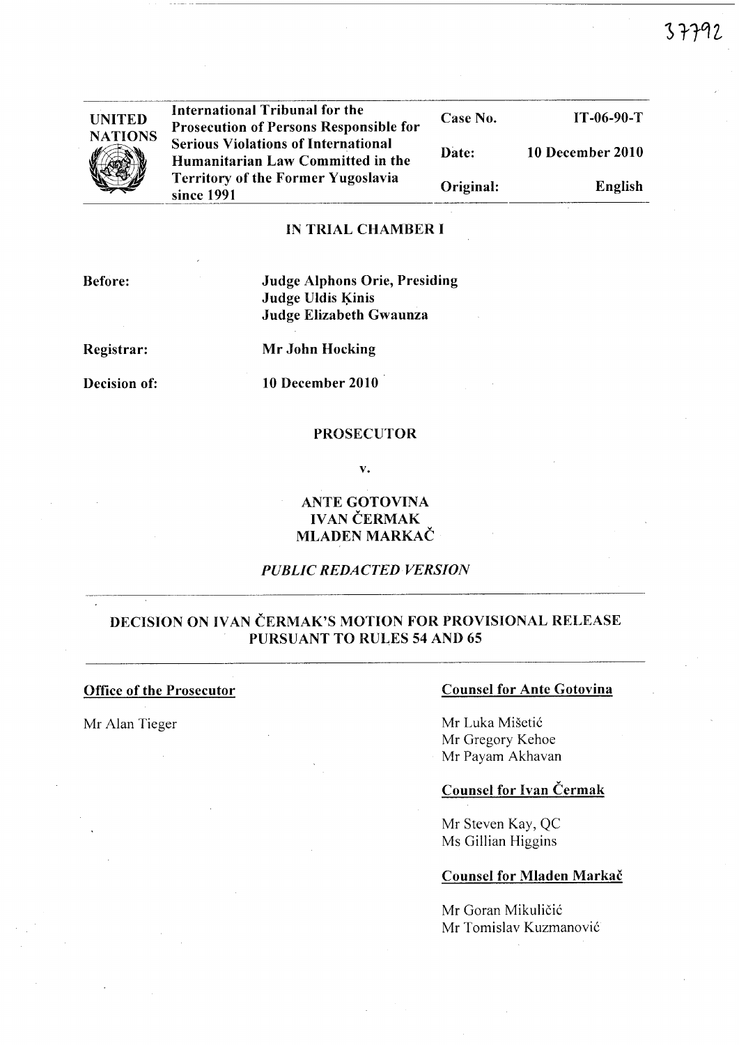| UNITED NATIONS | International Tribunal for the Prosecution of Persons Responsible for Serious Violations of International Humanitarian Law Committed in the Territory of the Former Yugoslavia since 1991 | Case No. | IT-06-90-T |
|---|---|---|---|
| | | Date: | 10 December 2010 |
| | | Original: | English |

**IN TRIAL CHAMBER I**

**Before:** Judge Alphons Orie, Presiding
Judge Uldis Ķinis
Judge Elizabeth Gwaunza

**Registrar:** Mr John Hocking

**Decision of:** 10 December 2010

**PROSECUTOR**

**v.**

**ANTE GOTOVINA**
**IVAN ČERMAK**
**MLADEN MARKAČ**

***PUBLIC REDACTED VERSION***

## DECISION ON IVAN ČERMAK'S MOTION FOR PROVISIONAL RELEASE PURSUANT TO RULES 54 AND 65

**Office of the Prosecutor**

Mr Alan Tieger

**Counsel for Ante Gotovina**

Mr Luka Mišetić
Mr Gregory Kehoe
Mr Payam Akhavan

**Counsel for Ivan Čermak**

Mr Steven Kay, QC
Ms Gillian Higgins

**Counsel for Mladen Markač**

Mr Goran Mikuličić
Mr Tomislav Kuzmanović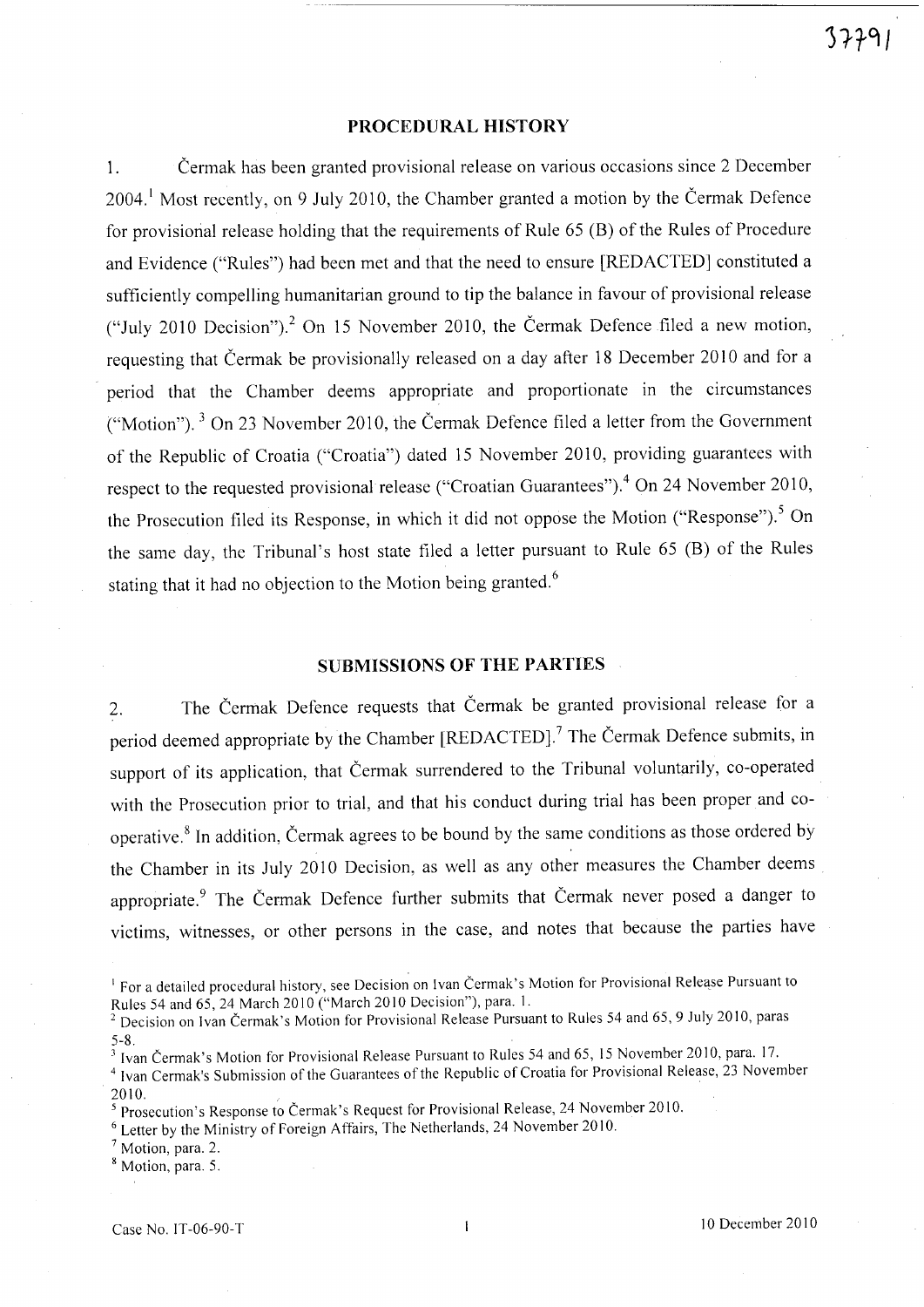## PROCEDURAL HISTORY

1. Čermak has been granted provisional release on various occasions since 2 December 2004.[1] Most recently, on 9 July 2010, the Chamber granted a motion by the Čermak Defence for provisional release holding that the requirements of Rule 65 (B) of the Rules of Procedure and Evidence ("Rules") had been met and that the need to ensure [REDACTED] constituted a sufficiently compelling humanitarian ground to tip the balance in favour of provisional release ("July 2010 Decision").[2] On 15 November 2010, the Čermak Defence filed a new motion, requesting that Čermak be provisionally released on a day after 18 December 2010 and for a period that the Chamber deems appropriate and proportionate in the circumstances ("Motion").[3] On 23 November 2010, the Čermak Defence filed a letter from the Government of the Republic of Croatia ("Croatia") dated 15 November 2010, providing guarantees with respect to the requested provisional release ("Croatian Guarantees").[4] On 24 November 2010, the Prosecution filed its Response, in which it did not oppose the Motion ("Response").[5] On the same day, the Tribunal's host state filed a letter pursuant to Rule 65 (B) of the Rules stating that it had no objection to the Motion being granted.[6]

## SUBMISSIONS OF THE PARTIES

2. The Čermak Defence requests that Čermak be granted provisional release for a period deemed appropriate by the Chamber [REDACTED].[7] The Čermak Defence submits, in support of its application, that Čermak surrendered to the Tribunal voluntarily, co-operated with the Prosecution prior to trial, and that his conduct during trial has been proper and co-operative.[8] In addition, Čermak agrees to be bound by the same conditions as those ordered by the Chamber in its July 2010 Decision, as well as any other measures the Chamber deems appropriate.[9] The Čermak Defence further submits that Čermak never posed a danger to victims, witnesses, or other persons in the case, and notes that because the parties have

[1] For a detailed procedural history, see Decision on Ivan Čermak's Motion for Provisional Release Pursuant to Rules 54 and 65, 24 March 2010 ("March 2010 Decision"), para. 1.

[2] Decision on Ivan Čermak's Motion for Provisional Release Pursuant to Rules 54 and 65, 9 July 2010, paras 5-8.

[3] Ivan Čermak's Motion for Provisional Release Pursuant to Rules 54 and 65, 15 November 2010, para. 17.

[4] Ivan Cermak's Submission of the Guarantees of the Republic of Croatia for Provisional Release, 23 November 2010.

[5] Prosecution's Response to Čermak's Request for Provisional Release, 24 November 2010.

[6] Letter by the Ministry of Foreign Affairs, The Netherlands, 24 November 2010.

[7] Motion, para. 2.

[8] Motion, para. 5.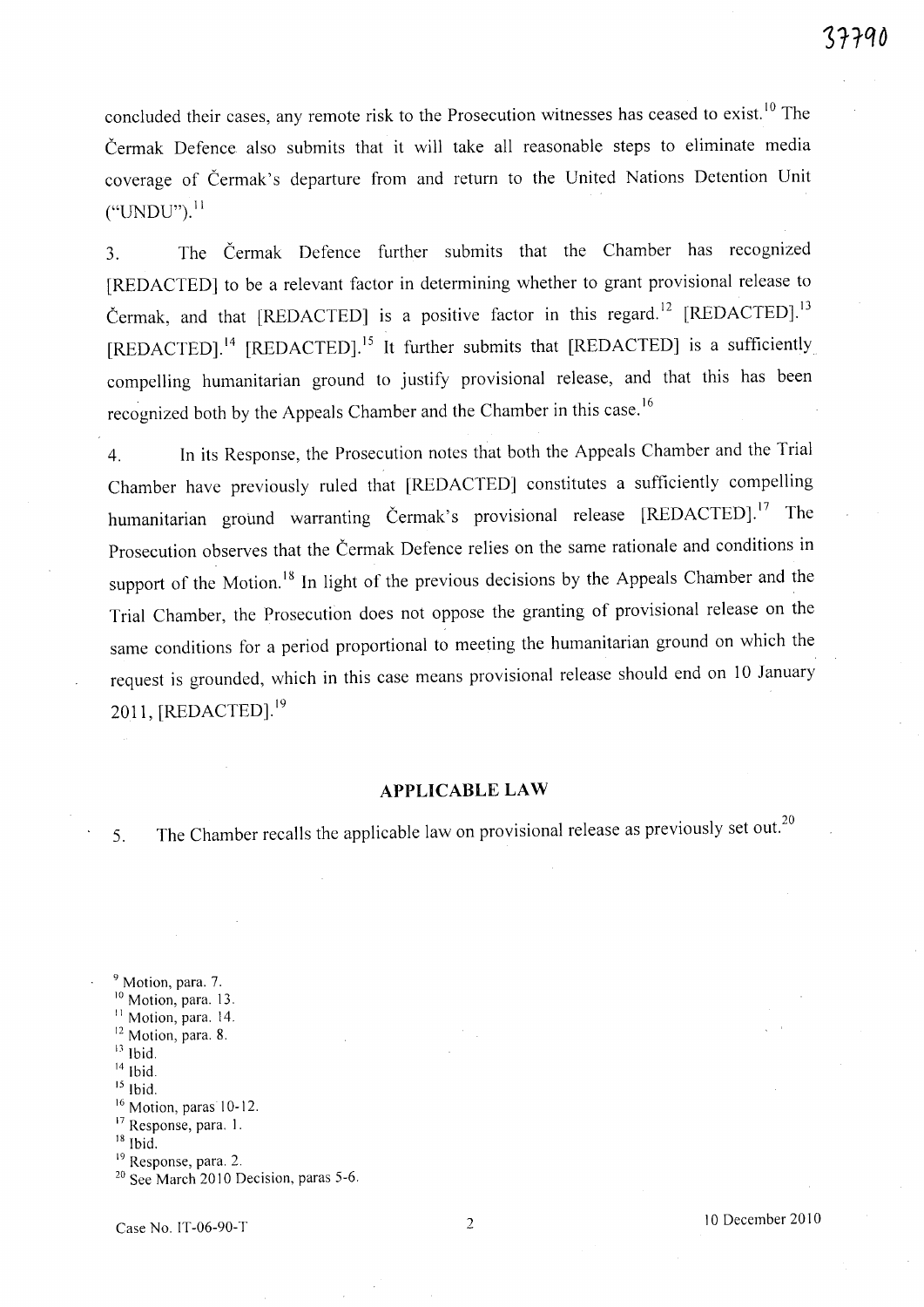concluded their cases, any remote risk to the Prosecution witnesses has ceased to exist.[10] The Čermak Defence also submits that it will take all reasonable steps to eliminate media coverage of Čermak's departure from and return to the United Nations Detention Unit ("UNDU").[11]

3. The Čermak Defence further submits that the Chamber has recognized [REDACTED] to be a relevant factor in determining whether to grant provisional release to Čermak, and that [REDACTED] is a positive factor in this regard.[12] [REDACTED].[13] [REDACTED].[14] [REDACTED].[15] It further submits that [REDACTED] is a sufficiently compelling humanitarian ground to justify provisional release, and that this has been recognized both by the Appeals Chamber and the Chamber in this case.[16]

4. In its Response, the Prosecution notes that both the Appeals Chamber and the Trial Chamber have previously ruled that [REDACTED] constitutes a sufficiently compelling humanitarian ground warranting Čermak's provisional release [REDACTED].[17] The Prosecution observes that the Čermak Defence relies on the same rationale and conditions in support of the Motion.[18] In light of the previous decisions by the Appeals Chamber and the Trial Chamber, the Prosecution does not oppose the granting of provisional release on the same conditions for a period proportional to meeting the humanitarian ground on which the request is grounded, which in this case means provisional release should end on 10 January 2011, [REDACTED].[19]

## APPLICABLE LAW

5. The Chamber recalls the applicable law on provisional release as previously set out.[20]

---

[9] Motion, para. 7.
[10] Motion, para. 13.
[11] Motion, para. 14.
[12] Motion, para. 8.
[13] Ibid.
[14] Ibid.
[15] Ibid.
[16] Motion, paras 10-12.
[17] Response, para. 1.
[18] Ibid.
[19] Response, para. 2.
[20] See March 2010 Decision, paras 5-6.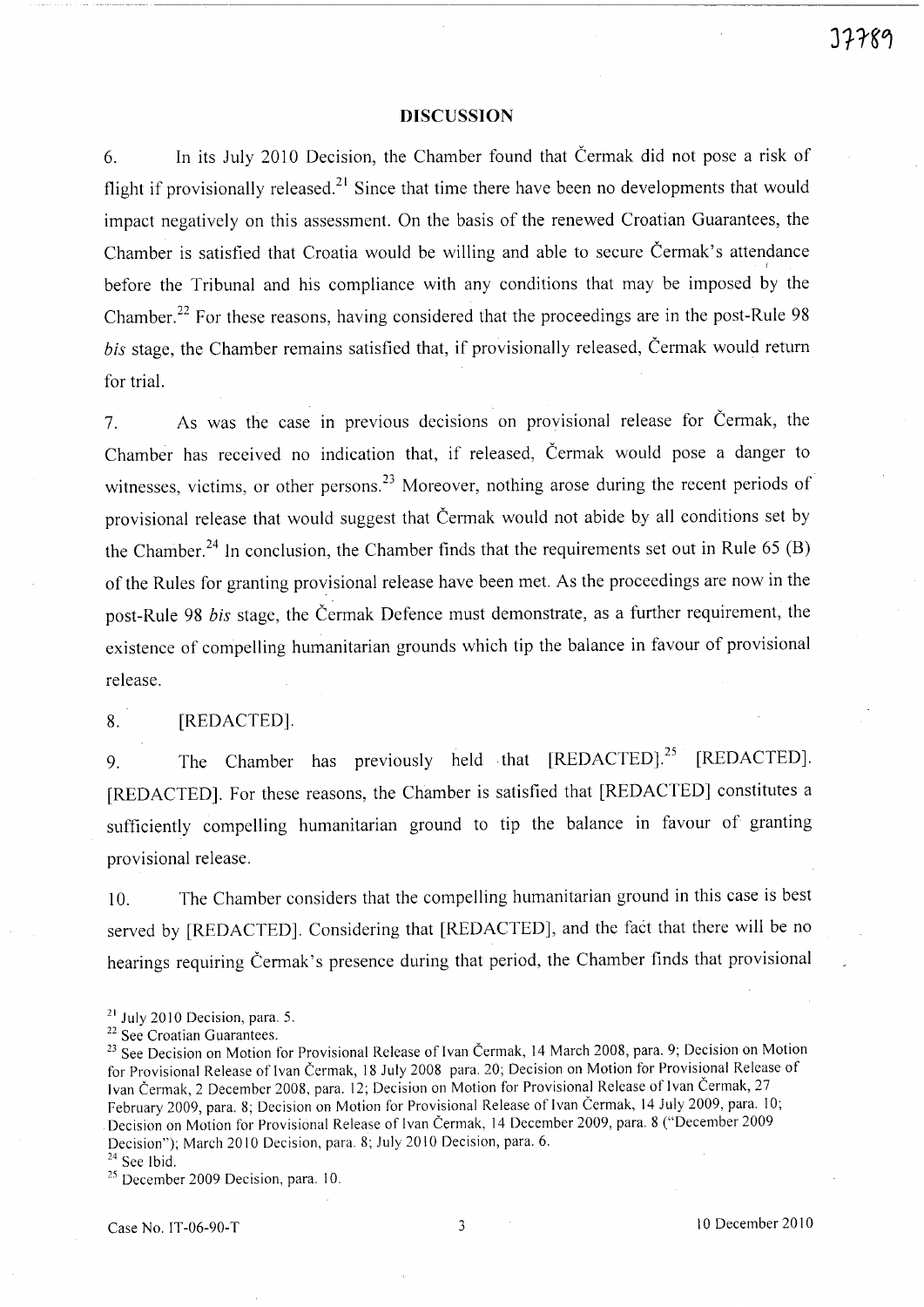## DISCUSSION

6. In its July 2010 Decision, the Chamber found that Čermak did not pose a risk of flight if provisionally released.[21] Since that time there have been no developments that would impact negatively on this assessment. On the basis of the renewed Croatian Guarantees, the Chamber is satisfied that Croatia would be willing and able to secure Čermak's attendance before the Tribunal and his compliance with any conditions that may be imposed by the Chamber.[22] For these reasons, having considered that the proceedings are in the post-Rule 98 *bis* stage, the Chamber remains satisfied that, if provisionally released, Čermak would return for trial.

7. As was the case in previous decisions on provisional release for Čermak, the Chamber has received no indication that, if released, Čermak would pose a danger to witnesses, victims, or other persons.[23] Moreover, nothing arose during the recent periods of provisional release that would suggest that Čermak would not abide by all conditions set by the Chamber.[24] In conclusion, the Chamber finds that the requirements set out in Rule 65 (B) of the Rules for granting provisional release have been met. As the proceedings are now in the post-Rule 98 *bis* stage, the Čermak Defence must demonstrate, as a further requirement, the existence of compelling humanitarian grounds which tip the balance in favour of provisional release.

8. [REDACTED].

9. The Chamber has previously held that [REDACTED].[25] [REDACTED]. [REDACTED]. For these reasons, the Chamber is satisfied that [REDACTED] constitutes a sufficiently compelling humanitarian ground to tip the balance in favour of granting provisional release.

10. The Chamber considers that the compelling humanitarian ground in this case is best served by [REDACTED]. Considering that [REDACTED], and the fact that there will be no hearings requiring Čermak's presence during that period, the Chamber finds that provisional

---

[21] July 2010 Decision, para. 5.

[22] See Croatian Guarantees.

[23] See Decision on Motion for Provisional Release of Ivan Čermak, 14 March 2008, para. 9; Decision on Motion for Provisional Release of Ivan Čermak, 18 July 2008 para. 20; Decision on Motion for Provisional Release of Ivan Čermak, 2 December 2008, para. 12; Decision on Motion for Provisional Release of Ivan Čermak, 27 February 2009, para. 8; Decision on Motion for Provisional Release of Ivan Čermak, 14 July 2009, para. 10; Decision on Motion for Provisional Release of Ivan Čermak, 14 December 2009, para. 8 ("December 2009 Decision"); March 2010 Decision, para. 8; July 2010 Decision, para. 6.

[24] See Ibid.

[25] December 2009 Decision, para. 10.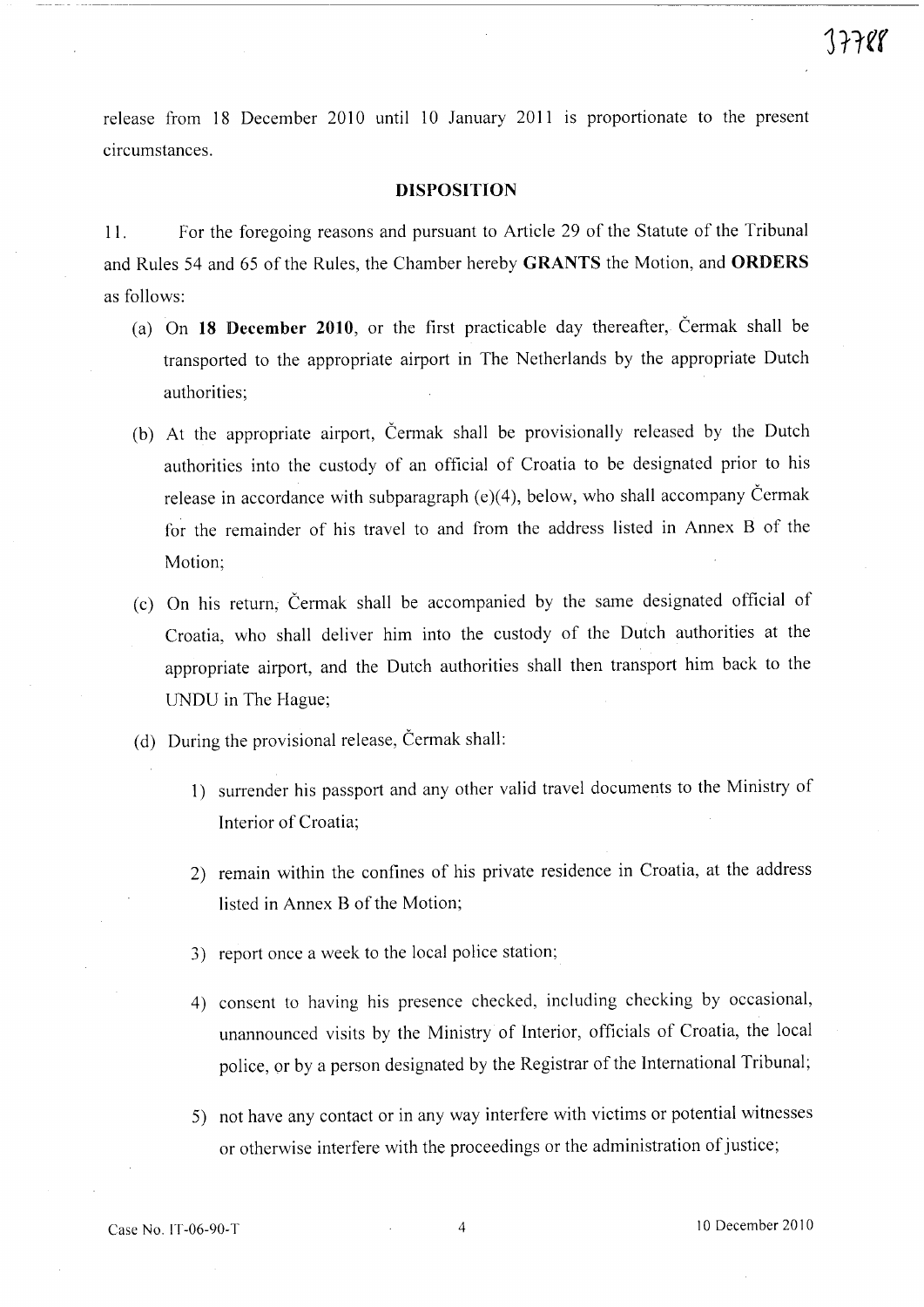release from 18 December 2010 until 10 January 2011 is proportionate to the present circumstances.

## DISPOSITION

11. For the foregoing reasons and pursuant to Article 29 of the Statute of the Tribunal and Rules 54 and 65 of the Rules, the Chamber hereby **GRANTS** the Motion, and **ORDERS** as follows:

(a) On **18 December 2010**, or the first practicable day thereafter, Čermak shall be transported to the appropriate airport in The Netherlands by the appropriate Dutch authorities;

(b) At the appropriate airport, Čermak shall be provisionally released by the Dutch authorities into the custody of an official of Croatia to be designated prior to his release in accordance with subparagraph (e)(4), below, who shall accompany Čermak for the remainder of his travel to and from the address listed in Annex B of the Motion;

(c) On his return, Čermak shall be accompanied by the same designated official of Croatia, who shall deliver him into the custody of the Dutch authorities at the appropriate airport, and the Dutch authorities shall then transport him back to the UNDU in The Hague;

(d) During the provisional release, Čermak shall:

1) surrender his passport and any other valid travel documents to the Ministry of Interior of Croatia;

2) remain within the confines of his private residence in Croatia, at the address listed in Annex B of the Motion;

3) report once a week to the local police station;

4) consent to having his presence checked, including checking by occasional, unannounced visits by the Ministry of Interior, officials of Croatia, the local police, or by a person designated by the Registrar of the International Tribunal;

5) not have any contact or in any way interfere with victims or potential witnesses or otherwise interfere with the proceedings or the administration of justice;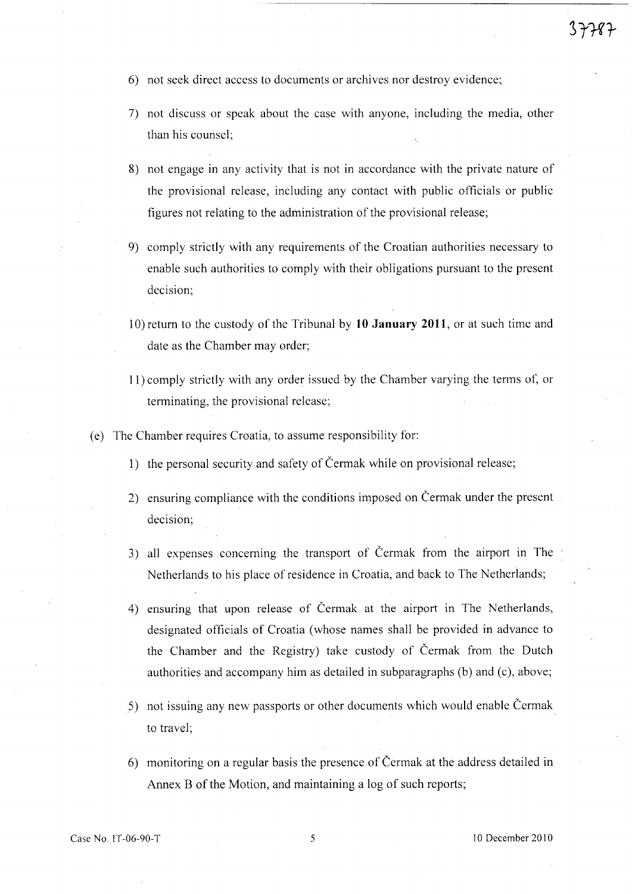6) not seek direct access to documents or archives nor destroy evidence;

7) not discuss or speak about the case with anyone, including the media, other than his counsel;

8) not engage in any activity that is not in accordance with the private nature of the provisional release, including any contact with public officials or public figures not relating to the administration of the provisional release;

9) comply strictly with any requirements of the Croatian authorities necessary to enable such authorities to comply with their obligations pursuant to the present decision;

10) return to the custody of the Tribunal by **10 January 2011**, or at such time and date as the Chamber may order;

11) comply strictly with any order issued by the Chamber varying the terms of, or terminating, the provisional release;

(e) The Chamber requires Croatia, to assume responsibility for:

1) the personal security and safety of Čermak while on provisional release;

2) ensuring compliance with the conditions imposed on Čermak under the present decision;

3) all expenses concerning the transport of Čermak from the airport in The Netherlands to his place of residence in Croatia, and back to The Netherlands;

4) ensuring that upon release of Čermak at the airport in The Netherlands, designated officials of Croatia (whose names shall be provided in advance to the Chamber and the Registry) take custody of Čermak from the Dutch authorities and accompany him as detailed in subparagraphs (b) and (c), above;

5) not issuing any new passports or other documents which would enable Čermak to travel;

6) monitoring on a regular basis the presence of Čermak at the address detailed in Annex B of the Motion, and maintaining a log of such reports;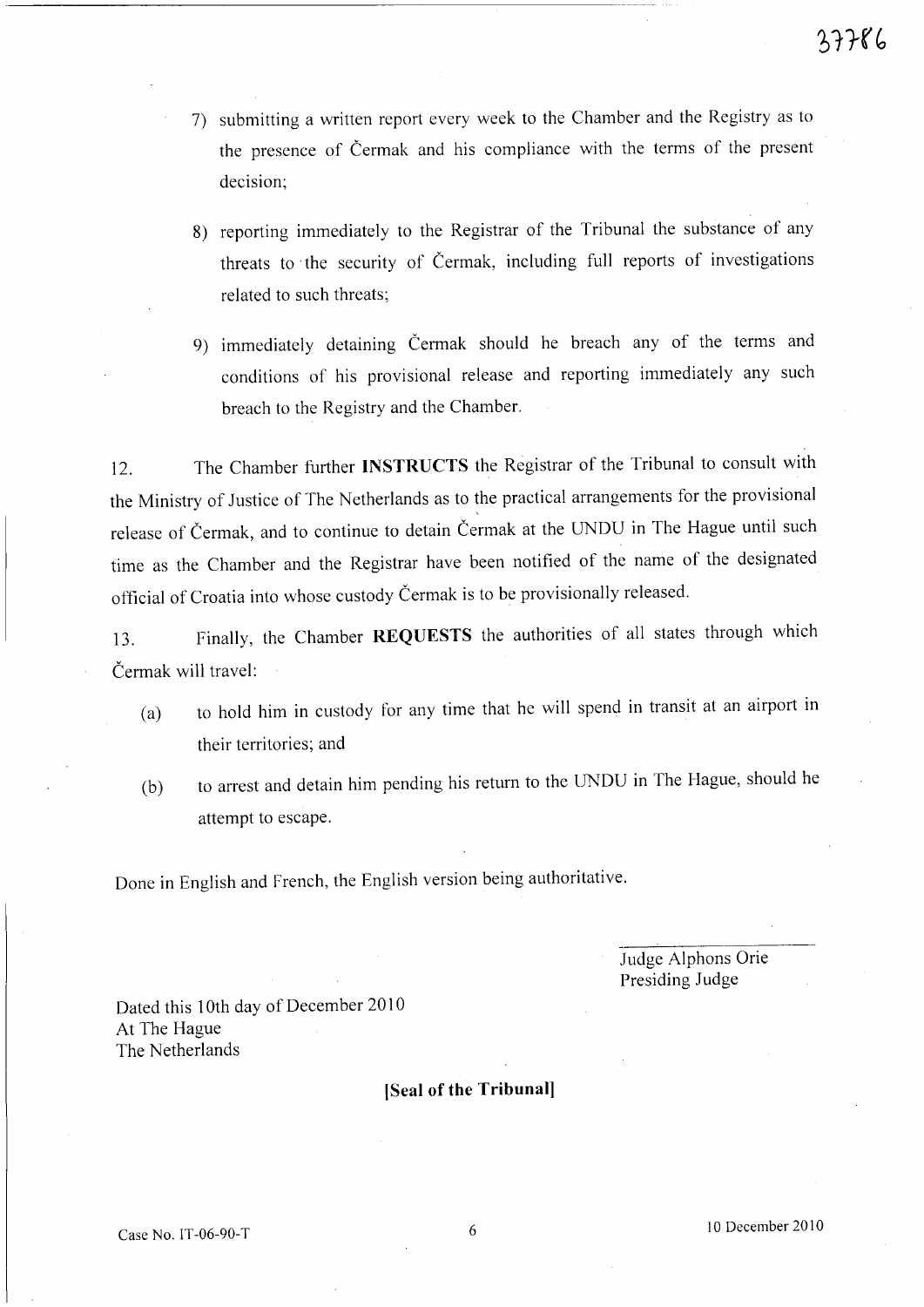7) submitting a written report every week to the Chamber and the Registry as to the presence of Čermak and his compliance with the terms of the present decision;

8) reporting immediately to the Registrar of the Tribunal the substance of any threats to the security of Čermak, including full reports of investigations related to such threats;

9) immediately detaining Čermak should he breach any of the terms and conditions of his provisional release and reporting immediately any such breach to the Registry and the Chamber.

12. The Chamber further **INSTRUCTS** the Registrar of the Tribunal to consult with the Ministry of Justice of The Netherlands as to the practical arrangements for the provisional release of Čermak, and to continue to detain Čermak at the UNDU in The Hague until such time as the Chamber and the Registrar have been notified of the name of the designated official of Croatia into whose custody Čermak is to be provisionally released.

13. Finally, the Chamber **REQUESTS** the authorities of all states through which Čermak will travel:

(a) to hold him in custody for any time that he will spend in transit at an airport in their territories; and

(b) to arrest and detain him pending his return to the UNDU in The Hague, should he attempt to escape.

Done in English and French, the English version being authoritative.

Judge Alphons Orie
Presiding Judge

Dated this 10th day of December 2010
At The Hague
The Netherlands

**[Seal of the Tribunal]**